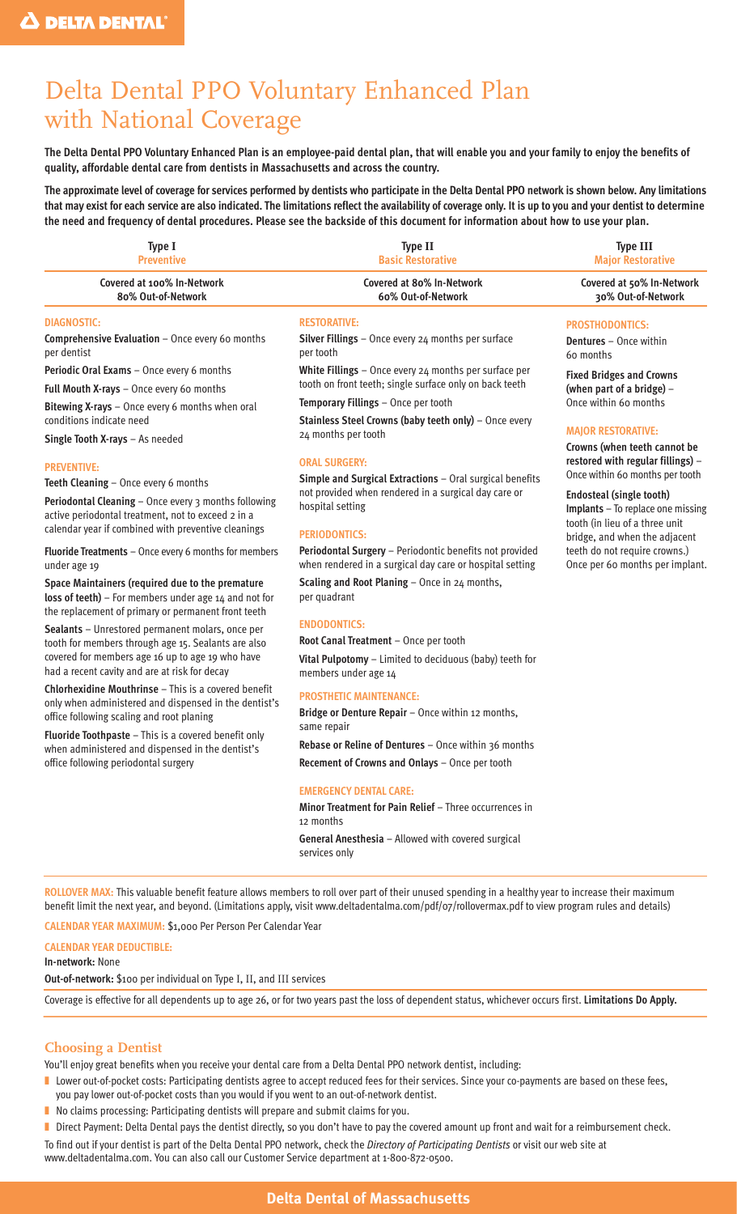DELTA DENTAL®

# Delta Dental PPO Voluntary Enhanced Plan with National Coverage

**The Delta Dental PPO Voluntary Enhanced Plan is an employee-paid dental plan, that will enable you and your family to enjoy the benefits of quality, affordable dental care from dentists in Massachusetts and across the country.**

**The approximate level of coverage for services performed by dentists who participate in the Delta Dental PPO network is shown below. Any limitations that may exist for each service are also indicated. The limitations reflect the availability of coverage only. It is up to you and your dentist to determine the need and frequency of dental procedures. Please see the backside of this document for information about how to use your plan.**

| Type I Preventive | Type II Basic Restorative | Type III Major Restorative |
|---|---|---|
| Covered at 100% In-Network<br>80% Out-of-Network | Covered at 80% In-Network<br>60% Out-of-Network | Covered at 50% In-Network<br>30% Out-of-Network |

## Type I – Preventive

### DIAGNOSTIC:

**Comprehensive Evaluation** – Once every 60 months per dentist

**Periodic Oral Exams** – Once every 6 months

**Full Mouth X-rays** – Once every 60 months

**Bitewing X-rays** – Once every 6 months when oral conditions indicate need

**Single Tooth X-rays** – As needed

### PREVENTIVE:

**Teeth Cleaning** – Once every 6 months

**Periodontal Cleaning** – Once every 3 months following active periodontal treatment, not to exceed 2 in a calendar year if combined with preventive cleanings

**Fluoride Treatments** – Once every 6 months for members under age 19

**Space Maintainers (required due to the premature loss of teeth)** – For members under age 14 and not for the replacement of primary or permanent front teeth

**Sealants** – Unrestored permanent molars, once per tooth for members through age 15. Sealants are also covered for members age 16 up to age 19 who have had a recent cavity and are at risk for decay

**Chlorhexidine Mouthrinse** – This is a covered benefit only when administered and dispensed in the dentist's office following scaling and root planing

**Fluoride Toothpaste** – This is a covered benefit only when administered and dispensed in the dentist's office following periodontal surgery

## Type II – Basic Restorative

### RESTORATIVE:

**Silver Fillings** – Once every 24 months per surface per tooth

**White Fillings** – Once every 24 months per surface per tooth on front teeth; single surface only on back teeth

**Temporary Fillings** – Once per tooth

**Stainless Steel Crowns (baby teeth only)** – Once every 24 months per tooth

### ORAL SURGERY:

**Simple and Surgical Extractions** – Oral surgical benefits not provided when rendered in a surgical day care or hospital setting

### PERIODONTICS:

**Periodontal Surgery** – Periodontic benefits not provided when rendered in a surgical day care or hospital setting

**Scaling and Root Planing** – Once in 24 months, per quadrant

### ENDODONTICS:

**Root Canal Treatment** – Once per tooth

**Vital Pulpotomy** – Limited to deciduous (baby) teeth for members under age 14

### PROSTHETIC MAINTENANCE:

**Bridge or Denture Repair** – Once within 12 months, same repair

**Rebase or Reline of Dentures** – Once within 36 months

**Recement of Crowns and Onlays** – Once per tooth

### EMERGENCY DENTAL CARE:

**Minor Treatment for Pain Relief** – Three occurrences in 12 months

**General Anesthesia** – Allowed with covered surgical services only

## Type III – Major Restorative

### PROSTHODONTICS:

**Dentures** – Once within 60 months

**Fixed Bridges and Crowns (when part of a bridge)** – Once within 60 months

### MAJOR RESTORATIVE:

**Crowns (when teeth cannot be restored with regular fillings)** – Once within 60 months per tooth

**Endosteal (single tooth) Implants** – To replace one missing tooth (in lieu of a three unit bridge, and when the adjacent teeth do not require crowns.) Once per 60 months per implant.

---

**ROLLOVER MAX:** This valuable benefit feature allows members to roll over part of their unused spending in a healthy year to increase their maximum benefit limit the next year, and beyond. (Limitations apply, visit www.deltadentalma.com/pdf/07/rollovermax.pdf to view program rules and details)

**CALENDAR YEAR MAXIMUM:** $1,000 Per Person Per Calendar Year

**CALENDAR YEAR DEDUCTIBLE:**

**In-network:** None

**Out-of-network:** $100 per individual on Type I, II, and III services

Coverage is effective for all dependents up to age 26, or for two years past the loss of dependent status, whichever occurs first. **Limitations Do Apply.**

## Choosing a Dentist

You'll enjoy great benefits when you receive your dental care from a Delta Dental PPO network dentist, including:

- Lower out-of-pocket costs: Participating dentists agree to accept reduced fees for their services. Since your co-payments are based on these fees, you pay lower out-of-pocket costs than you would if you went to an out-of-network dentist.
- No claims processing: Participating dentists will prepare and submit claims for you.
- Direct Payment: Delta Dental pays the dentist directly, so you don't have to pay the covered amount up front and wait for a reimbursement check.

To find out if your dentist is part of the Delta Dental PPO network, check the *Directory of Participating Dentists* or visit our web site at www.deltadentalma.com. You can also call our Customer Service department at 1-800-872-0500.

**Delta Dental of Massachusetts**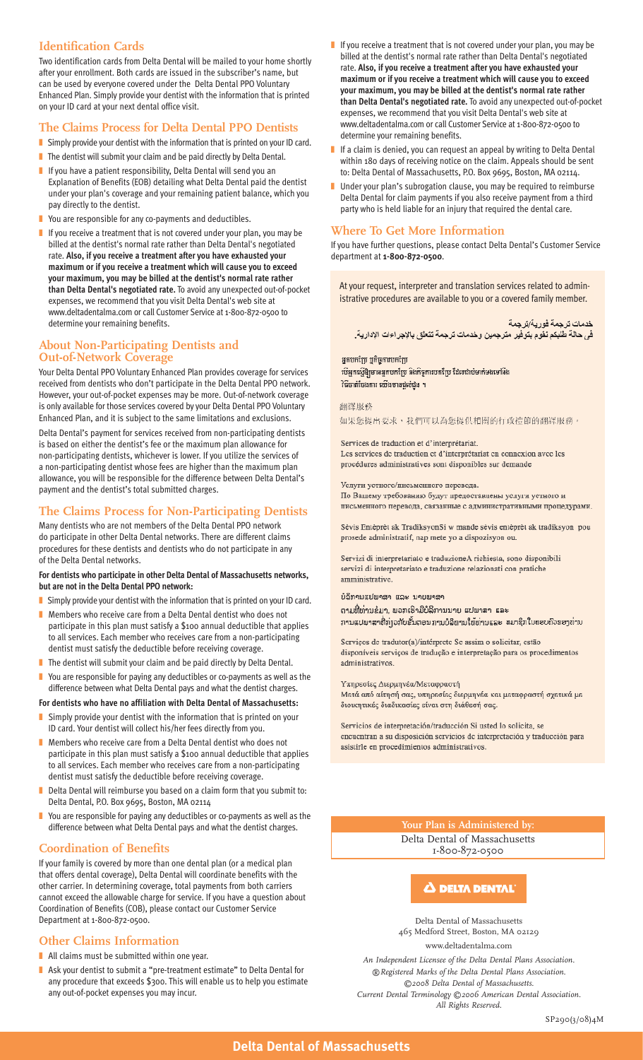## Identification Cards

Two identification cards from Delta Dental will be mailed to your home shortly after your enrollment. Both cards are issued in the subscriber's name, but can be used by everyone covered under the Delta Dental PPO Voluntary Enhanced Plan. Simply provide your dentist with the information that is printed on your ID card at your next dental office visit.

## The Claims Process for Delta Dental PPO Dentists

- Simply provide your dentist with the information that is printed on your ID card.
- The dentist will submit your claim and be paid directly by Delta Dental.
- If you have a patient responsibility, Delta Dental will send you an Explanation of Benefits (EOB) detailing what Delta Dental paid the dentist under your plan's coverage and your remaining patient balance, which you pay directly to the dentist.
- You are responsible for any co-payments and deductibles.
- If you receive a treatment that is not covered under your plan, you may be billed at the dentist's normal rate rather than Delta Dental's negotiated rate. **Also, if you receive a treatment after you have exhausted your maximum or if you receive a treatment which will cause you to exceed your maximum, you may be billed at the dentist's normal rate rather than Delta Dental's negotiated rate.** To avoid any unexpected out-of-pocket expenses, we recommend that you visit Delta Dental's web site at www.deltadentalma.com or call Customer Service at 1-800-872-0500 to determine your remaining benefits.

## About Non-Participating Dentists and Out-of-Network Coverage

Your Delta Dental PPO Voluntary Enhanced Plan provides coverage for services received from dentists who don't participate in the Delta Dental PPO network. However, your out-of-pocket expenses may be more. Out-of-network coverage is only available for those services covered by your Delta Dental PPO Voluntary Enhanced Plan, and it is subject to the same limitations and exclusions.

Delta Dental's payment for services received from non-participating dentists is based on either the dentist's fee or the maximum plan allowance for non-participating dentists, whichever is lower. If you utilize the services of a non-participating dentist whose fees are higher than the maximum plan allowance, you will be responsible for the difference between Delta Dental's payment and the dentist's total submitted charges.

## The Claims Process for Non-Participating Dentists

Many dentists who are not members of the Delta Dental PPO network do participate in other Delta Dental networks. There are different claims procedures for these dentists and dentists who do not participate in any of the Delta Dental networks.

**For dentists who participate in other Delta Dental of Massachusetts networks, but are not in the Delta Dental PPO network:**

- Simply provide your dentist with the information that is printed on your ID card.
- Members who receive care from a Delta Dental dentist who does not participate in this plan must satisfy a $100 annual deductible that applies to all services. Each member who receives care from a non-participating dentist must satisfy the deductible before receiving coverage.
- The dentist will submit your claim and be paid directly by Delta Dental.
- You are responsible for paying any deductibles or co-payments as well as the difference between what Delta Dental pays and what the dentist charges.

**For dentists who have no affiliation with Delta Dental of Massachusetts:**

- Simply provide your dentist with the information that is printed on your ID card. Your dentist will collect his/her fees directly from you.
- Members who receive care from a Delta Dental dentist who does not participate in this plan must satisfy a $100 annual deductible that applies to all services. Each member who receives care from a non-participating dentist must satisfy the deductible before receiving coverage.
- Delta Dental will reimburse you based on a claim form that you submit to: Delta Dental, P.O. Box 9695, Boston, MA 02114
- You are responsible for paying any deductibles or co-payments as well as the difference between what Delta Dental pays and what the dentist charges.

## Coordination of Benefits

If your family is covered by more than one dental plan (or a medical plan that offers dental coverage), Delta Dental will coordinate benefits with the other carrier. In determining coverage, total payments from both carriers cannot exceed the allowable charge for service. If you have a question about Coordination of Benefits (COB), please contact our Customer Service Department at 1-800-872-0500.

## Other Claims Information

- All claims must be submitted within one year.
- Ask your dentist to submit a "pre-treatment estimate" to Delta Dental for any procedure that exceeds $300. This will enable us to help you estimate any out-of-pocket expenses you may incur.
- If you receive a treatment that is not covered under your plan, you may be billed at the dentist's normal rate rather than Delta Dental's negotiated rate. **Also, if you receive a treatment after you have exhausted your maximum or if you receive a treatment which will cause you to exceed your maximum, you may be billed at the dentist's normal rate rather than Delta Dental's negotiated rate.** To avoid any unexpected out-of-pocket expenses, we recommend that you visit Delta Dental's web site at www.deltadentalma.com or call Customer Service at 1-800-872-0500 to determine your remaining benefits.
- If a claim is denied, you can request an appeal by writing to Delta Dental within 180 days of receiving notice on the claim. Appeals should be sent to: Delta Dental of Massachusetts, P.O. Box 9695, Boston, MA 02114.
- Under your plan's subrogation clause, you may be required to reimburse Delta Dental for claim payments if you also receive payment from a third party who is held liable for an injury that required the dental care.

## Where To Get More Information

If you have further questions, please contact Delta Dental's Customer Service department at **1-800-872-0500**.

At your request, interpreter and translation services related to administrative procedures are available to you or a covered family member.

خدمات ترجمة فورية/ترجمة
في حالة طلبكم نقوم بتوفير مترجمين وخدمات ترجمة تتعلق بالإجراءات الإدارية.

សេវាបកប្រែ ប្រែផ្ទាល់មាត់
បើអ្នកស្នើសុំ អ្នកបកប្រែ និងសេវាកម្មបកប្រែ ដែលទាក់ទងទៅនឹងនីតិវិធីរដ្ឋបាល អាចមានសម្រាប់អ្នក ។

翻譯服務
如果您提出要求，我們可以為您提供相關的行政程序的翻譯服務。

Services de traduction et d'interprétariat.
Les services de traduction et d'interprétariat en connexion avec les procédures administratives sont disponibles sur demande

Услуги устного/письменного перевода.
По Вашему требованию будут предоставлены услуги устного и письменного перевода, связанные с административными процедурами.

Sèvis Entèprèt ak TradiksyonSi w mande sèvis entèprèt ak tradiksyon pou prosede administratif, nap mete yo a dispozisyon ou.

Servizi di interpretariato e traduzioneA richiesta, sono disponibili servizi di interpretariato e traduzione relazionati con pratiche amministrative.

ບໍລິການແປພາສາ ແລະ ນາຍພາສາ
ຕາມທີ່ທ່ານຂໍມາ, ພວກເຮົາມີບໍລິການນາຍ ແປພາສາ ແລະ ການແປພາສາທີ່ກ່ຽວກັບຂັ້ນຕອນການບໍລິຫານໃຫ້ທ່ານແລະ ສມາຊິກໃນຄອບຄົວຂອງທ່ານ

Serviços de tradutor(a)/intérprete Se assim o solicitar, estão disponíveis serviços de tradução e interpretação para os procedimentos administrativos.

Υπηρεσίες Διερμηνέα/Μεταφραστή
Μετά από αίτησή σας, υπηρεσίες διερμηνέα και μεταφραστή σχετικά με διοικητικές διαδικασίες είναι στη διάθεσή σας.

Servicios de interpretación/traducción Si usted lo solicita, se encuentran a su disposición servicios de interpretación y traducción para asistirle en procedimientos administrativos.

**Your Plan is Administered by:**
Delta Dental of Massachusetts
1-800-872-0500

DELTA DENTAL®

Delta Dental of Massachusetts
465 Medford Street, Boston, MA 02129
www.deltadentalma.com

*An Independent Licensee of the Delta Dental Plans Association.*
*® Registered Marks of the Delta Dental Plans Association.*
*©2008 Delta Dental of Massachusetts.*
*Current Dental Terminology ©2006 American Dental Association.*
*All Rights Reserved.*

SP290(3/08)4M

**Delta Dental of Massachusetts**